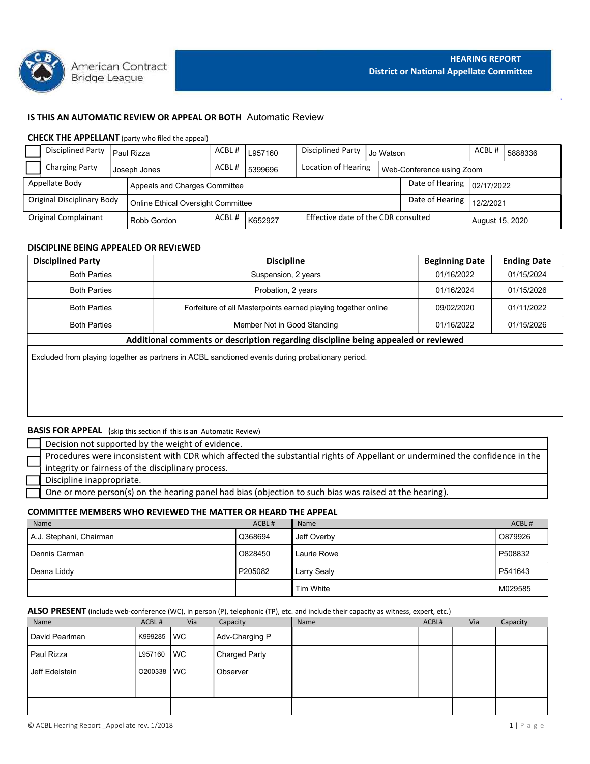American Contract Bridge League

# HEARING REPORT
## District or National Appellate Committee

**IS THIS AN AUTOMATIC REVIEW OR APPEAL OR BOTH** Automatic Review

**CHECK THE APPELLANT** (party who filed the appeal)

| | | | | | | | |
|---|---|---|---|---|---|---|---|
| ☐ Disciplined Party | Paul Rizza | ACBL # | L957160 | Disciplined Party | Jo Watson | ACBL # | 5888336 |
| ☐ Charging Party | Joseph Jones | ACBL # | 5399696 | Location of Hearing | Web-Conference using Zoom | | |
| Appellate Body | Appeals and Charges Committee | | | Date of Hearing | 02/17/2022 | | |
| Original Disciplinary Body | Online Ethical Oversight Committee | | | Date of Hearing | 12/2/2021 | | |
| Original Complainant | Robb Gordon | ACBL # | K652927 | Effective date of the CDR consulted | August 15, 2020 | | |

**DISCIPLINE BEING APPEALED OR REVIEWED**

| Disciplined Party | Discipline | Beginning Date | Ending Date |
|---|---|---|---|
| Both Parties | Suspension, 2 years | 01/16/2022 | 01/15/2024 |
| Both Parties | Probation, 2 years | 01/16/2024 | 01/15/2026 |
| Both Parties | Forfeiture of all Masterpoints earned playing together online | 09/02/2020 | 01/11/2022 |
| Both Parties | Member Not in Good Standing | 01/16/2022 | 01/15/2026 |

**Additional comments or description regarding discipline being appealed or reviewed**

Excluded from playing together as partners in ACBL sanctioned events during probationary period.

**BASIS FOR APPEAL** (skip this section if this is an Automatic Review)

- ☐ Decision not supported by the weight of evidence.
- ☐ Procedures were inconsistent with CDR which affected the substantial rights of Appellant or undermined the confidence in the integrity or fairness of the disciplinary process.
- ☐ Discipline inappropriate.
- ☐ One or more person(s) on the hearing panel had bias (objection to such bias was raised at the hearing).

**COMMITTEE MEMBERS WHO REVIEWED THE MATTER OR HEARD THE APPEAL**

| Name | ACBL # | Name | ACBL # |
|---|---|---|---|
| A.J. Stephani, Chairman | Q368694 | Jeff Overby | O879926 |
| Dennis Carman | O828450 | Laurie Rowe | P508832 |
| Deana Liddy | P205082 | Larry Sealy | P541643 |
| | | Tim White | M029585 |

**ALSO PRESENT** (include web-conference (WC), in person (P), telephonic (TP), etc. and include their capacity as witness, expert, etc.)

| Name | ACBL # | Via | Capacity | Name | ACBL# | Via | Capacity |
|---|---|---|---|---|---|---|---|
| David Pearlman | K999285 | WC | Adv-Charging P | | | | |
| Paul Rizza | L957160 | WC | Charged Party | | | | |
| Jeff Edelstein | O200338 | WC | Observer | | | | |
| | | | | | | | |
| | | | | | | | |

© ACBL Hearing Report _Appellate rev. 1/2018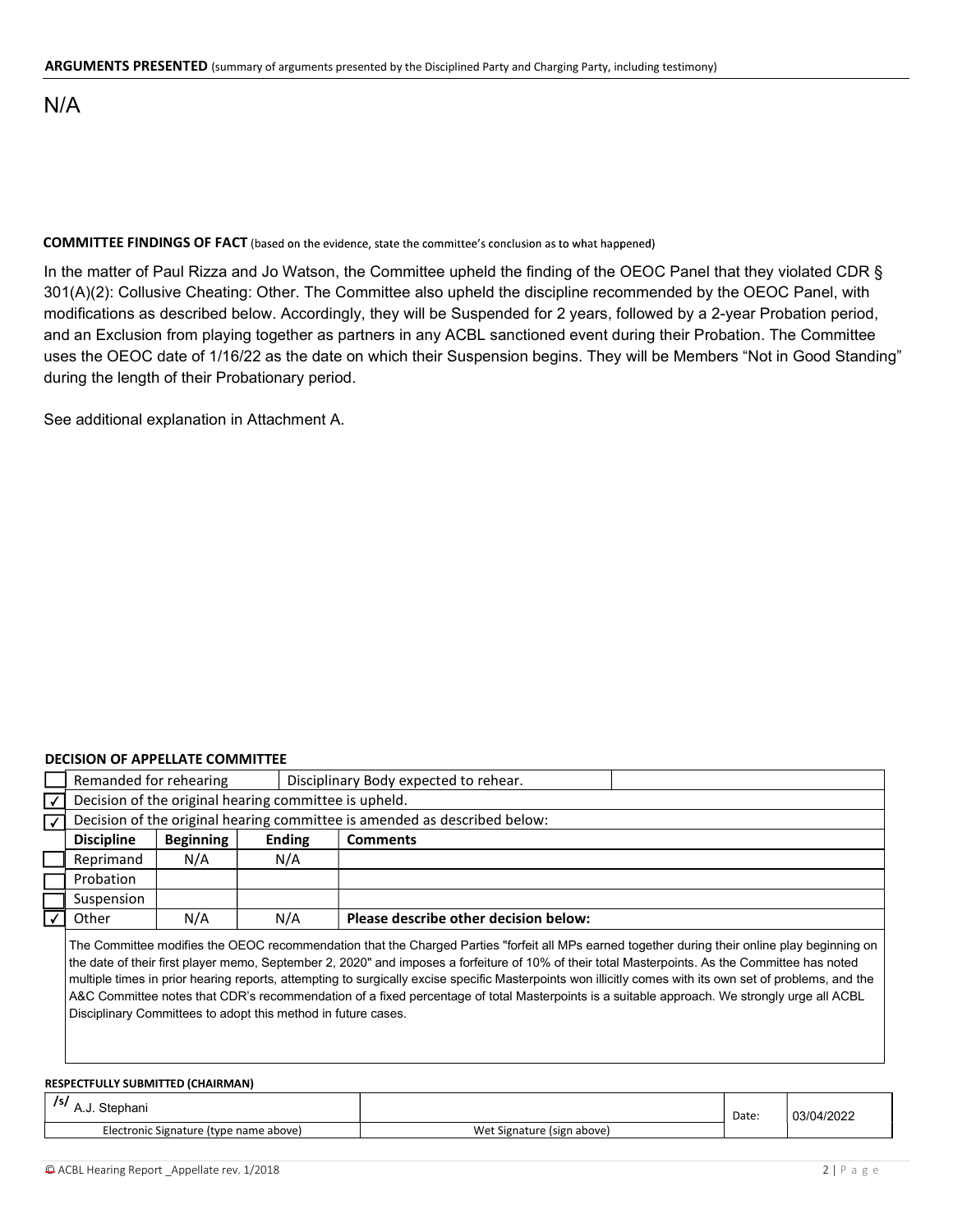**ARGUMENTS PRESENTED** (summary of arguments presented by the Disciplined Party and Charging Party, including testimony)

N/A

**COMMITTEE FINDINGS OF FACT** (based on the evidence, state the committee's conclusion as to what happened)

In the matter of Paul Rizza and Jo Watson, the Committee upheld the finding of the OEOC Panel that they violated CDR § 301(A)(2): Collusive Cheating: Other. The Committee also upheld the discipline recommended by the OEOC Panel, with modifications as described below. Accordingly, they will be Suspended for 2 years, followed by a 2-year Probation period, and an Exclusion from playing together as partners in any ACBL sanctioned event during their Probation. The Committee uses the OEOC date of 1/16/22 as the date on which their Suspension begins. They will be Members "Not in Good Standing" during the length of their Probationary period.

See additional explanation in Attachment A.

**DECISION OF APPELLATE COMMITTEE**

| | | | | | |
|---|---|---|---|---|---|
| ☐ | Remanded for rehearing | | Disciplinary Body expected to rehear. | | |
| ☑ | Decision of the original hearing committee is upheld. | | | | |
| ☑ | Decision of the original hearing committee is amended as described below: | | | | |
| | **Discipline** | **Beginning** | **Ending** | **Comments** | |
| ☐ | Reprimand | N/A | N/A | | |
| ☐ | Probation | | | | |
| ☐ | Suspension | | | | |
| ☑ | Other | N/A | N/A | **Please describe other decision below:** | |

The Committee modifies the OEOC recommendation that the Charged Parties "forfeit all MPs earned together during their online play beginning on the date of their first player memo, September 2, 2020" and imposes a forfeiture of 10% of their total Masterpoints. As the Committee has noted multiple times in prior hearing reports, attempting to surgically excise specific Masterpoints won illicitly comes with its own set of problems, and the A&C Committee notes that CDR's recommendation of a fixed percentage of total Masterpoints is a suitable approach. We strongly urge all ACBL Disciplinary Committees to adopt this method in future cases.

**RESPECTFULLY SUBMITTED (CHAIRMAN)**

| | | | |
|---|---|---|---|
| /s/ A.J. Stephani | | Date: | 03/04/2022 |
| Electronic Signature (type name above) | Wet Signature (sign above) | | |